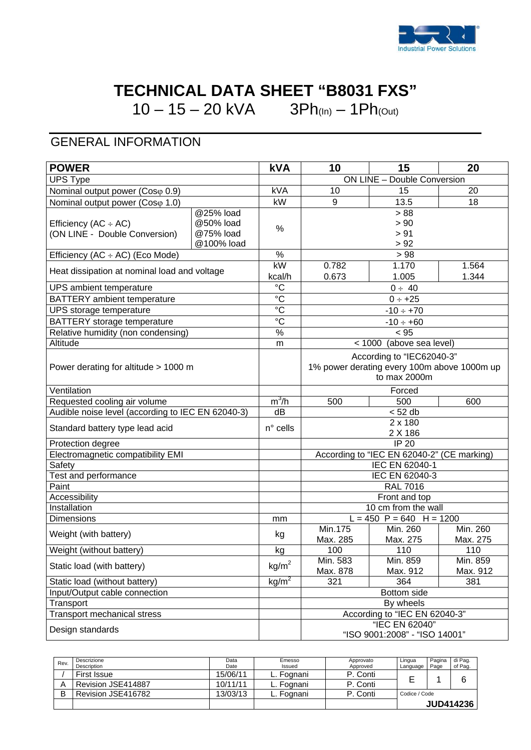# TECHNICAL DATA SHEET "B8031 FXS"

10 – 15 – 20 kVA 3Ph(In) – 1Ph(Out)

## GENERAL INFORMATION

| **POWER** | | **kVA** | **10** | **15** | **20** |
|---|---|---|---|---|---|
| UPS Type | | | ON LINE – Double Conversion | | |
| Nominal output power (Cosφ 0.9) | | kVA | 10 | 15 | 20 |
| Nominal output power (Cosφ 1.0) | | kW | 9 | 13.5 | 18 |
| Efficiency (AC ÷ AC) (ON LINE - Double Conversion) | @25% load<br>@50% load<br>@75% load<br>@100% load | % | > 88<br>> 90<br>> 91<br>> 92 | | |
| Efficiency (AC ÷ AC) (Eco Mode) | | % | > 98 | | |
| Heat dissipation at nominal load and voltage | | kW<br>kcal/h | 0.782<br>0.673 | 1.170<br>1.005 | 1.564<br>1.344 |
| UPS ambient temperature | | °C | 0 ÷ 40 | | |
| BATTERY ambient temperature | | °C | 0 ÷ +25 | | |
| UPS storage temperature | | °C | -10 ÷ +70 | | |
| BATTERY storage temperature | | °C | -10 ÷ +60 | | |
| Relative humidity (non condensing) | | % | < 95 | | |
| Altitude | | m | < 1000 (above sea level) | | |
| Power derating for altitude > 1000 m | | | According to "IEC62040-3"<br>1% power derating every 100m above 1000m up to max 2000m | | |
| Ventilation | | | Forced | | |
| Requested cooling air volume | | $m^3/h$ | 500 | 500 | 600 |
| Audible noise level (according to IEC EN 62040-3) | | dB | < 52 db | | |
| Standard battery type lead acid | | n° cells | 2 x 180<br>2 X 186 | | |
| Protection degree | | | IP 20 | | |
| Electromagnetic compatibility EMI | | | According to "IEC EN 62040-2" (CE marking) | | |
| Safety | | | IEC EN 62040-1 | | |
| Test and performance | | | IEC EN 62040-3 | | |
| Paint | | | RAL 7016 | | |
| Accessibility | | | Front and top | | |
| Installation | | | 10 cm from the wall | | |
| Dimensions | | mm | L = 450 P = 640 H = 1200 | | |
| Weight (with battery) | | kg | Min.175<br>Max. 285 | Min. 260<br>Max. 275 | Min. 260<br>Max. 275 |
| Weight (without battery) | | kg | 100 | 110 | 110 |
| Static load (with battery) | | $kg/m^2$ | Min. 583<br>Max. 878 | Min. 859<br>Max. 912 | Min. 859<br>Max. 912 |
| Static load (without battery) | | $kg/m^2$ | 321 | 364 | 381 |
| Input/Output cable connection | | | Bottom side | | |
| Transport | | | By wheels | | |
| Transport mechanical stress | | | According to "IEC EN 62040-3" | | |
| Design standards | | | "IEC EN 62040"<br>"ISO 9001:2008" - "ISO 14001" | | |

| Rev. | Descrizione / Description | Data / Date | Emesso / Issued | Approvato / Approved | Lingua / Language | Pagina / Page | di Pag. / of Pag. |
|---|---|---|---|---|---|---|---|
| / | First Issue | 15/06/11 | L. Fognani | P. Conti | E | 1 | 6 |
| A | Revision JSE414887 | 10/11/11 | L. Fognani | P. Conti | | | |
| B | Revision JSE416782 | 13/03/13 | L. Fognani | P. Conti | Codice / Code | | |
| | | | | | JUD414236 | | |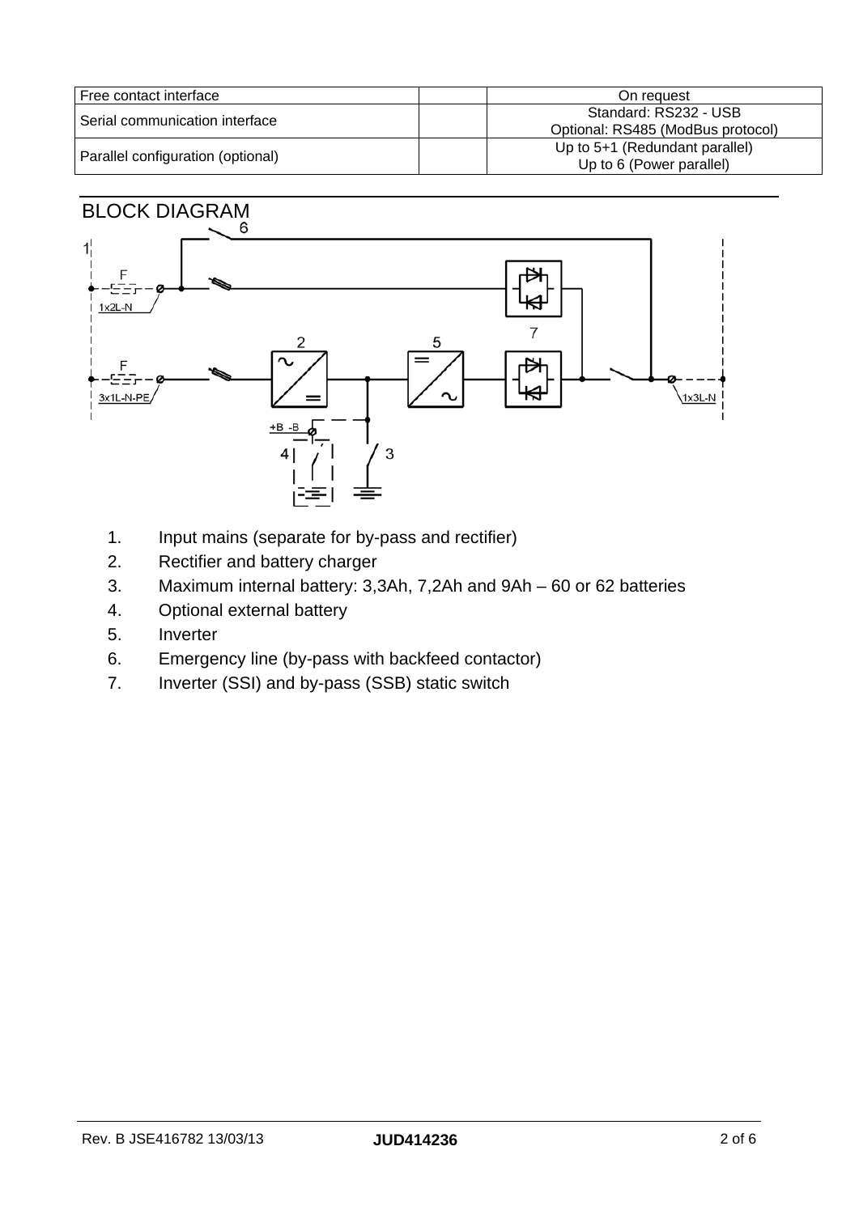| Free contact interface | | On request |
|---|---|---|
| Serial communication interface | | Standard: RS232 - USB<br>Optional: RS485 (ModBus protocol) |
| Parallel configuration (optional) | | Up to 5+1 (Redundant parallel)<br>Up to 6 (Power parallel) |

## BLOCK DIAGRAM

1. Input mains (separate for by-pass and rectifier)
2. Rectifier and battery charger
3. Maximum internal battery: 3,3Ah, 7,2Ah and 9Ah – 60 or 62 batteries
4. Optional external battery
5. Inverter
6. Emergency line (by-pass with backfeed contactor)
7. Inverter (SSI) and by-pass (SSB) static switch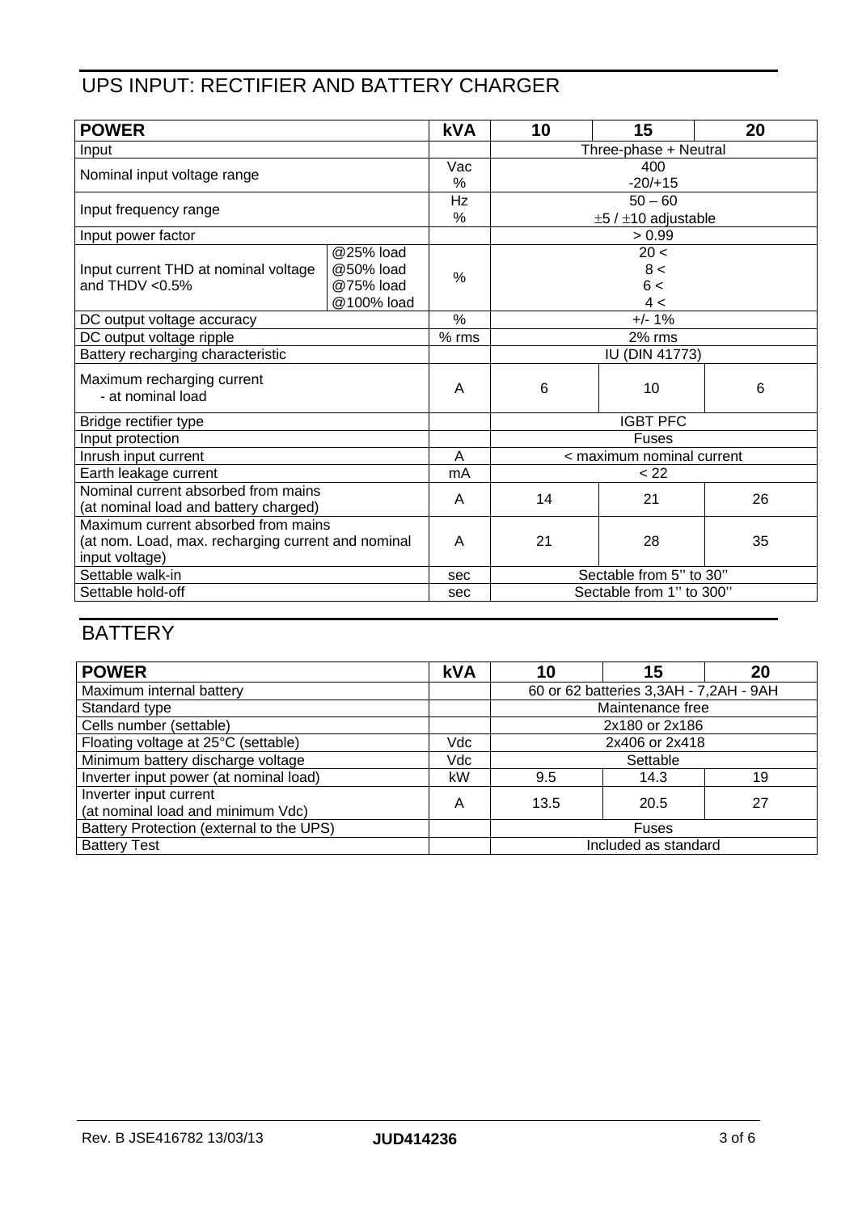## UPS INPUT: RECTIFIER AND BATTERY CHARGER

| **POWER** | | **kVA** | **10** | **15** | **20** |
|---|---|---|---|---|---|
| Input | | | Three-phase + Neutral | | |
| Nominal input voltage range | | Vac<br>% | 400<br>-20/+15 | | |
| Input frequency range | | Hz<br>% | 50 – 60<br>±5 / ±10 adjustable | | |
| Input power factor | | | > 0.99 | | |
| Input current THD at nominal voltage and THDV <0.5% | @25% load<br>@50% load<br>@75% load<br>@100% load | % | 20 <<br>8 <<br>6 <<br>4 < | | |
| DC output voltage accuracy | | % | +/- 1% | | |
| DC output voltage ripple | | % rms | 2% rms | | |
| Battery recharging characteristic | | | IU (DIN 41773) | | |
| Maximum recharging current<br>- at nominal load | | A | 6 | 10 | 6 |
| Bridge rectifier type | | | IGBT PFC | | |
| Input protection | | | Fuses | | |
| Inrush input current | | A | < maximum nominal current | | |
| Earth leakage current | | mA | < 22 | | |
| Nominal current absorbed from mains (at nominal load and battery charged) | | A | 14 | 21 | 26 |
| Maximum current absorbed from mains (at nom. Load, max. recharging current and nominal input voltage) | | A | 21 | 28 | 35 |
| Settable walk-in | | sec | Sectable from 5'' to 30'' | | |
| Settable hold-off | | sec | Sectable from 1'' to 300'' | | |

## BATTERY

| **POWER** | **kVA** | **10** | **15** | **20** |
|---|---|---|---|---|
| Maximum internal battery | | 60 or 62 batteries 3,3AH - 7,2AH - 9AH | | |
| Standard type | | Maintenance free | | |
| Cells number (settable) | | 2x180 or 2x186 | | |
| Floating voltage at 25°C (settable) | Vdc | 2x406 or 2x418 | | |
| Minimum battery discharge voltage | Vdc | Settable | | |
| Inverter input power (at nominal load) | kW | 9.5 | 14.3 | 19 |
| Inverter input current (at nominal load and minimum Vdc) | A | 13.5 | 20.5 | 27 |
| Battery Protection (external to the UPS) | | Fuses | | |
| Battery Test | | Included as standard | | |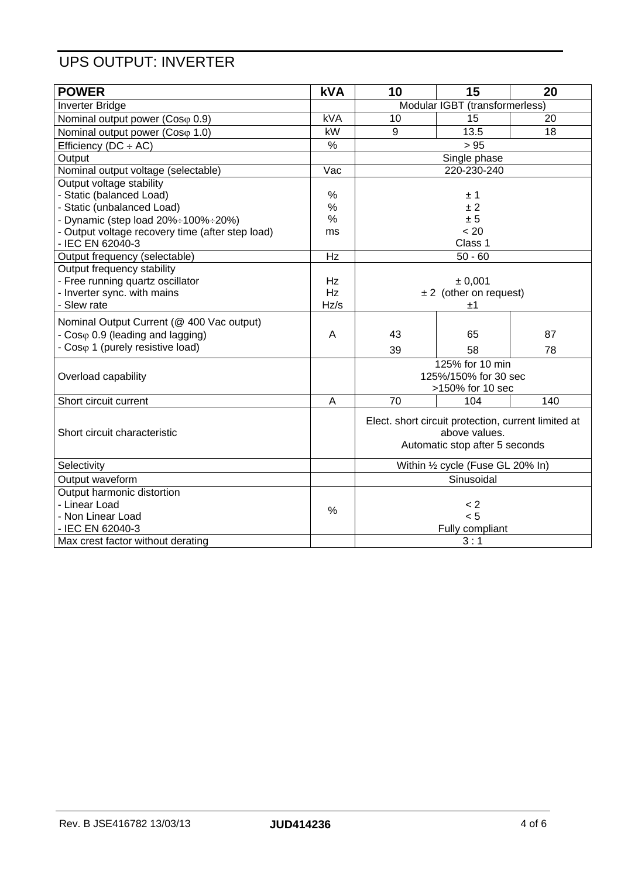# UPS OUTPUT: INVERTER

| **POWER** | **kVA** | **10** | **15** | **20** |
|---|---|---|---|---|
| Inverter Bridge | | Modular IGBT (transformerless) | | |
| Nominal output power (Cosφ 0.9) | kVA | 10 | 15 | 20 |
| Nominal output power (Cosφ 1.0) | kW | 9 | 13.5 | 18 |
| Efficiency (DC ÷ AC) | % | > 95 | | |
| Output | | Single phase | | |
| Nominal output voltage (selectable) | Vac | 220-230-240 | | |
| Output voltage stability<br>- Static (balanced Load)<br>- Static (unbalanced Load)<br>- Dynamic (step load 20%÷100%÷20%)<br>- Output voltage recovery time (after step load)<br>- IEC EN 62040-3 | <br>%<br>%<br>%<br>ms | <br>± 1<br>± 2<br>± 5<br>< 20<br>Class 1 | | |
| Output frequency (selectable) | Hz | 50 - 60 | | |
| Output frequency stability<br>- Free running quartz oscillator<br>- Inverter sync. with mains<br>- Slew rate | <br>Hz<br>Hz<br>Hz/s | <br>± 0,001<br>± 2 (other on request)<br>±1 | | |
| Nominal Output Current (@ 400 Vac output)<br>- Cosφ 0.9 (leading and lagging)<br>- Cosφ 1 (purely resistive load) | A | <br>43<br>39 | <br>65<br>58 | <br>87<br>78 |
| Overload capability | | 125% for 10 min<br>125%/150% for 30 sec<br>>150% for 10 sec | | |
| Short circuit current | A | 70 | 104 | 140 |
| Short circuit characteristic | | Elect. short circuit protection, current limited at above values.<br>Automatic stop after 5 seconds | | |
| Selectivity | | Within ½ cycle (Fuse GL 20% In) | | |
| Output waveform | | Sinusoidal | | |
| Output harmonic distortion<br>- Linear Load<br>- Non Linear Load<br>- IEC EN 62040-3 | % | <br>< 2<br>< 5<br>Fully compliant | | |
| Max crest factor without derating | | 3 : 1 | | |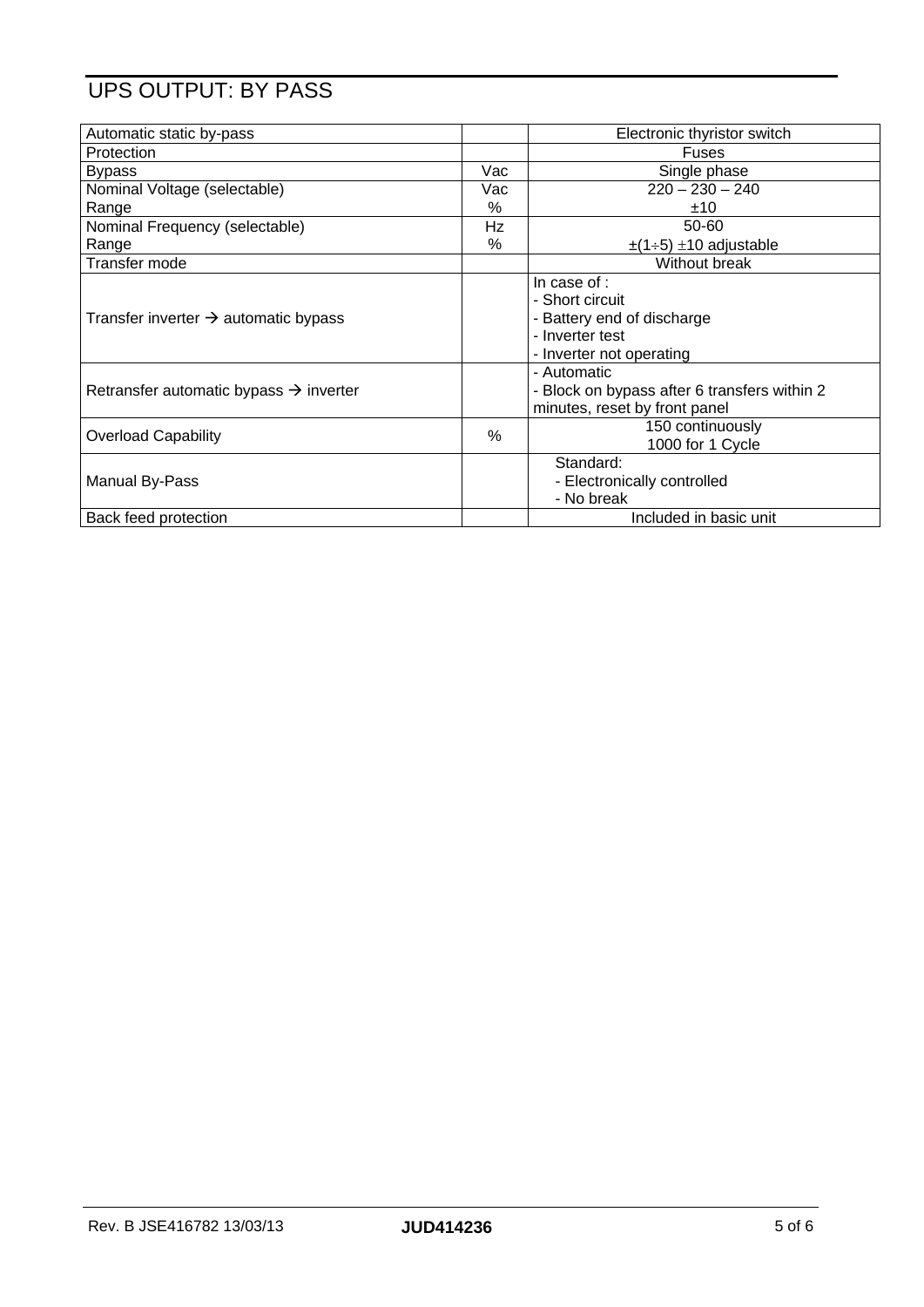# UPS OUTPUT: BY PASS

| | | |
|---|---|---|
| Automatic static by-pass | | Electronic thyristor switch |
| Protection | | Fuses |
| Bypass | Vac | Single phase |
| Nominal Voltage (selectable)<br>Range | Vac<br>% | 220 – 230 – 240<br>±10 |
| Nominal Frequency (selectable)<br>Range | Hz<br>% | 50-60<br>±(1÷5) ±10 adjustable |
| Transfer mode | | Without break |
| Transfer inverter → automatic bypass | | In case of :<br>- Short circuit<br>- Battery end of discharge<br>- Inverter test<br>- Inverter not operating |
| Retransfer automatic bypass → inverter | | - Automatic<br>- Block on bypass after 6 transfers within 2 minutes, reset by front panel |
| Overload Capability | % | 150 continuously<br>1000 for 1 Cycle |
| Manual By-Pass | | Standard:<br>- Electronically controlled<br>- No break |
| Back feed protection | | Included in basic unit |

Rev. B JSE416782 13/03/13 **JUD414236**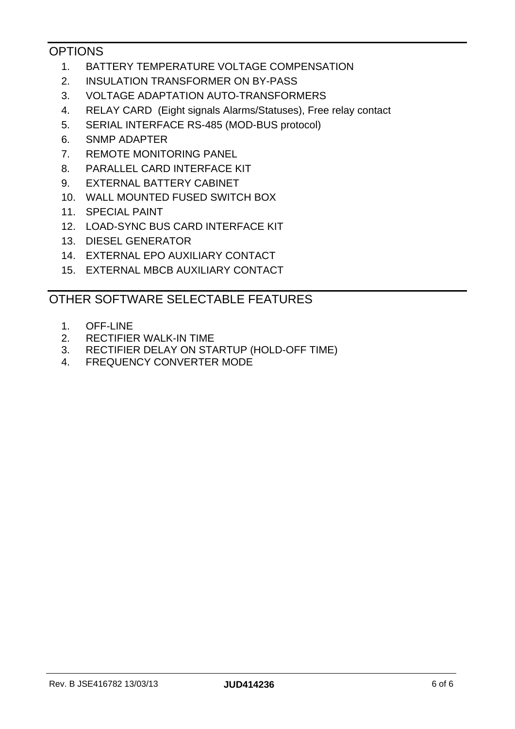## OPTIONS

1. BATTERY TEMPERATURE VOLTAGE COMPENSATION
2. INSULATION TRANSFORMER ON BY-PASS
3. VOLTAGE ADAPTATION AUTO-TRANSFORMERS
4. RELAY CARD (Eight signals Alarms/Statuses), Free relay contact
5. SERIAL INTERFACE RS-485 (MOD-BUS protocol)
6. SNMP ADAPTER
7. REMOTE MONITORING PANEL
8. PARALLEL CARD INTERFACE KIT
9. EXTERNAL BATTERY CABINET
10. WALL MOUNTED FUSED SWITCH BOX
11. SPECIAL PAINT
12. LOAD-SYNC BUS CARD INTERFACE KIT
13. DIESEL GENERATOR
14. EXTERNAL EPO AUXILIARY CONTACT
15. EXTERNAL MBCB AUXILIARY CONTACT

## OTHER SOFTWARE SELECTABLE FEATURES

1. OFF-LINE
2. RECTIFIER WALK-IN TIME
3. RECTIFIER DELAY ON STARTUP (HOLD-OFF TIME)
4. FREQUENCY CONVERTER MODE